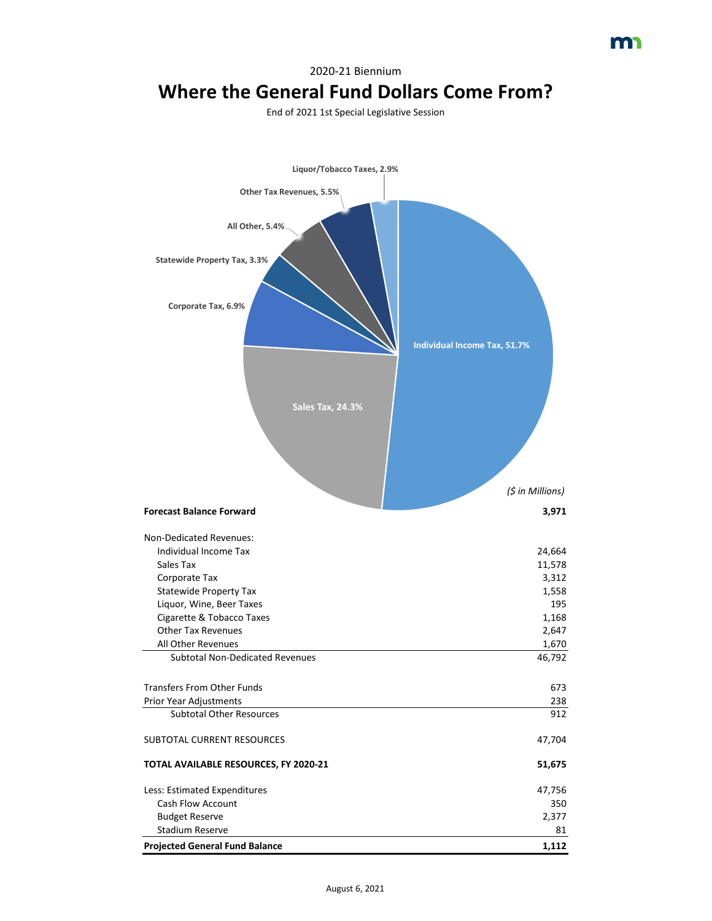2020-21 Biennium

# Where the General Fund Dollars Come From?

End of 2021 1st Special Legislative Session

Liquor/Tobacco Taxes, 2.9%
Other Tax Revenues, 5.5%
All Other, 5.4%
Statewide Property Tax, 3.3%
Corporate Tax, 6.9%
Individual Income Tax, 51.7%
Sales Tax, 24.3%

| | *($ in Millions)* |
|---|---|
| **Forecast Balance Forward** | **3,971** |
| | |
| Non-Dedicated Revenues: | |
| Individual Income Tax | 24,664 |
| Sales Tax | 11,578 |
| Corporate Tax | 3,312 |
| Statewide Property Tax | 1,558 |
| Liquor, Wine, Beer Taxes | 195 |
| Cigarette & Tobacco Taxes | 1,168 |
| Other Tax Revenues | 2,647 |
| All Other Revenues | 1,670 |
| Subtotal Non-Dedicated Revenues | 46,792 |
| | |
| Transfers From Other Funds | 673 |
| Prior Year Adjustments | 238 |
| Subtotal Other Resources | 912 |
| | |
| SUBTOTAL CURRENT RESOURCES | 47,704 |
| | |
| **TOTAL AVAILABLE RESOURCES, FY 2020-21** | **51,675** |
| | |
| Less: Estimated Expenditures | 47,756 |
| Cash Flow Account | 350 |
| Budget Reserve | 2,377 |
| Stadium Reserve | 81 |
| **Projected General Fund Balance** | **1,112** |

August 6, 2021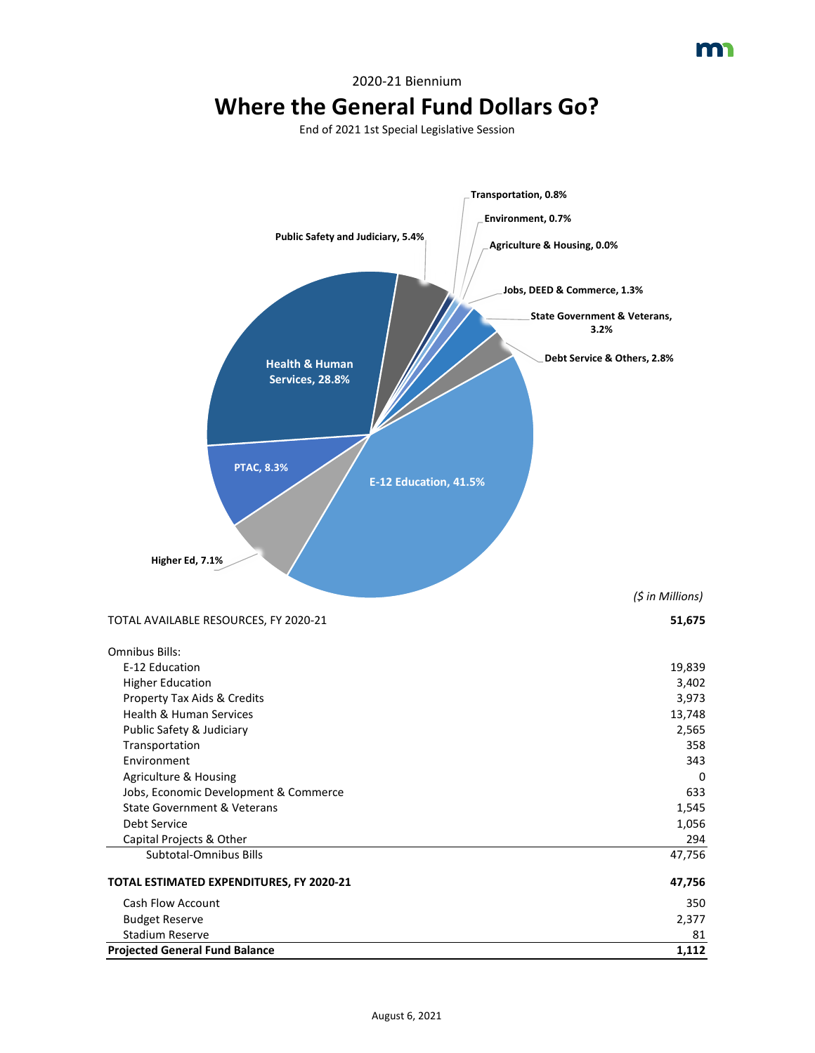2020-21 Biennium

# Where the General Fund Dollars Go?

End of 2021 1st Special Legislative Session

Transportation, 0.8%

Environment, 0.7%

Agriculture & Housing, 0.0%

Public Safety and Judiciary, 5.4%

Jobs, DEED & Commerce, 1.3%

State Government & Veterans, 3.2%

Debt Service & Others, 2.8%

Health & Human Services, 28.8%

PTAC, 8.3%

E-12 Education, 41.5%

Higher Ed, 7.1%

*($ in Millions)*

| | |
|---|---|
| TOTAL AVAILABLE RESOURCES, FY 2020-21 | **51,675** |
| | |
| Omnibus Bills: | |
| E-12 Education | 19,839 |
| Higher Education | 3,402 |
| Property Tax Aids & Credits | 3,973 |
| Health & Human Services | 13,748 |
| Public Safety & Judiciary | 2,565 |
| Transportation | 358 |
| Environment | 343 |
| Agriculture & Housing | 0 |
| Jobs, Economic Development & Commerce | 633 |
| State Government & Veterans | 1,545 |
| Debt Service | 1,056 |
| Capital Projects & Other | 294 |
| Subtotal-Omnibus Bills | 47,756 |
| | |
| **TOTAL ESTIMATED EXPENDITURES, FY 2020-21** | **47,756** |
| Cash Flow Account | 350 |
| Budget Reserve | 2,377 |
| Stadium Reserve | 81 |
| **Projected General Fund Balance** | **1,112** |

August 6, 2021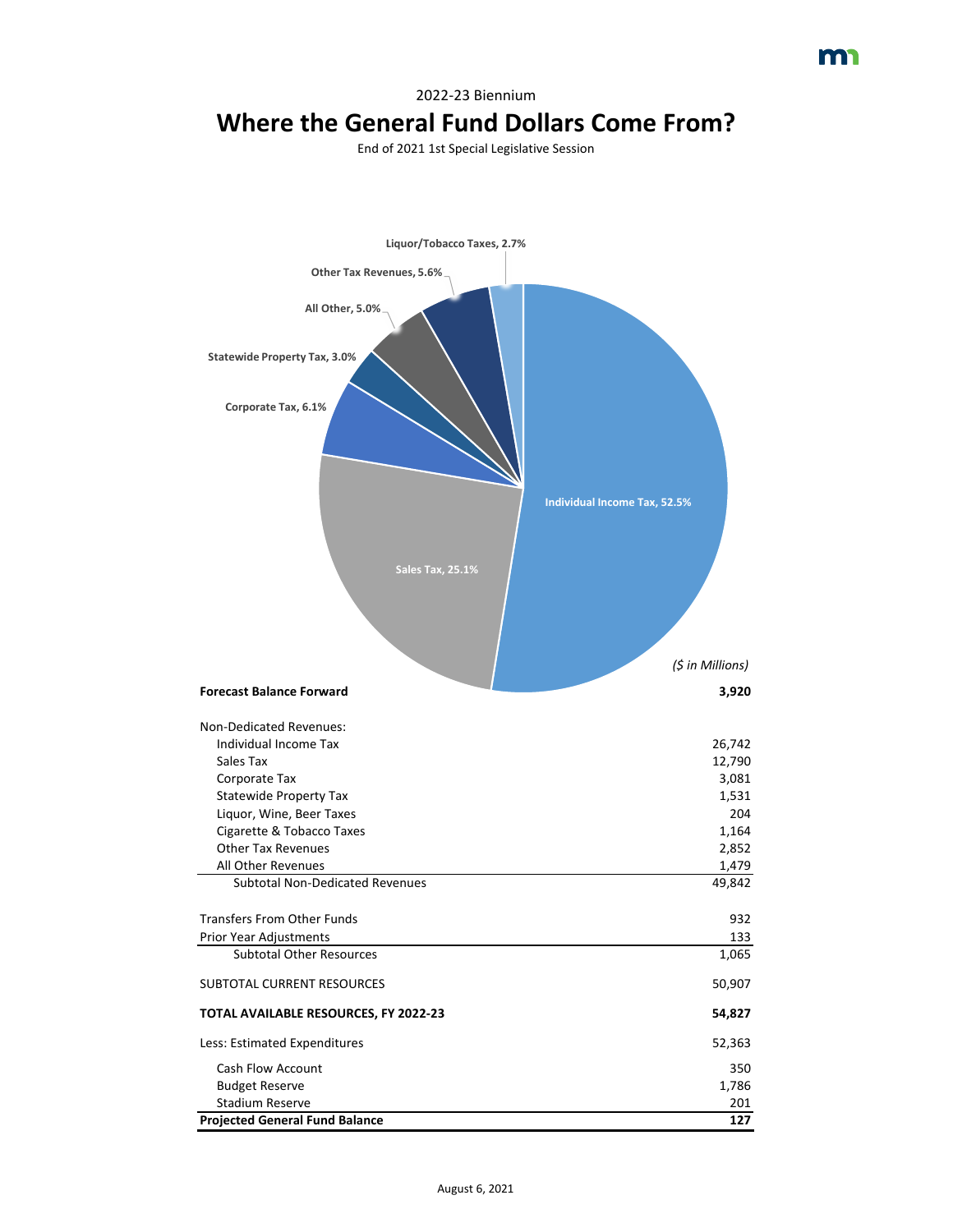2022-23 Biennium

# Where the General Fund Dollars Come From?

End of 2021 1st Special Legislative Session

Liquor/Tobacco Taxes, 2.7%

Other Tax Revenues, 5.6%

All Other, 5.0%

Statewide Property Tax, 3.0%

Corporate Tax, 6.1%

Individual Income Tax, 52.5%

Sales Tax, 25.1%

| | ($ in Millions) |
|---|---:|
| **Forecast Balance Forward** | **3,920** |
| | |
| Non-Dedicated Revenues: | |
| Individual Income Tax | 26,742 |
| Sales Tax | 12,790 |
| Corporate Tax | 3,081 |
| Statewide Property Tax | 1,531 |
| Liquor, Wine, Beer Taxes | 204 |
| Cigarette & Tobacco Taxes | 1,164 |
| Other Tax Revenues | 2,852 |
| All Other Revenues | 1,479 |
| Subtotal Non-Dedicated Revenues | 49,842 |
| | |
| Transfers From Other Funds | 932 |
| Prior Year Adjustments | 133 |
| Subtotal Other Resources | 1,065 |
| | |
| SUBTOTAL CURRENT RESOURCES | 50,907 |
| | |
| **TOTAL AVAILABLE RESOURCES, FY 2022-23** | **54,827** |
| | |
| Less: Estimated Expenditures | 52,363 |
| | |
| Cash Flow Account | 350 |
| Budget Reserve | 1,786 |
| Stadium Reserve | 201 |
| **Projected General Fund Balance** | **127** |

August 6, 2021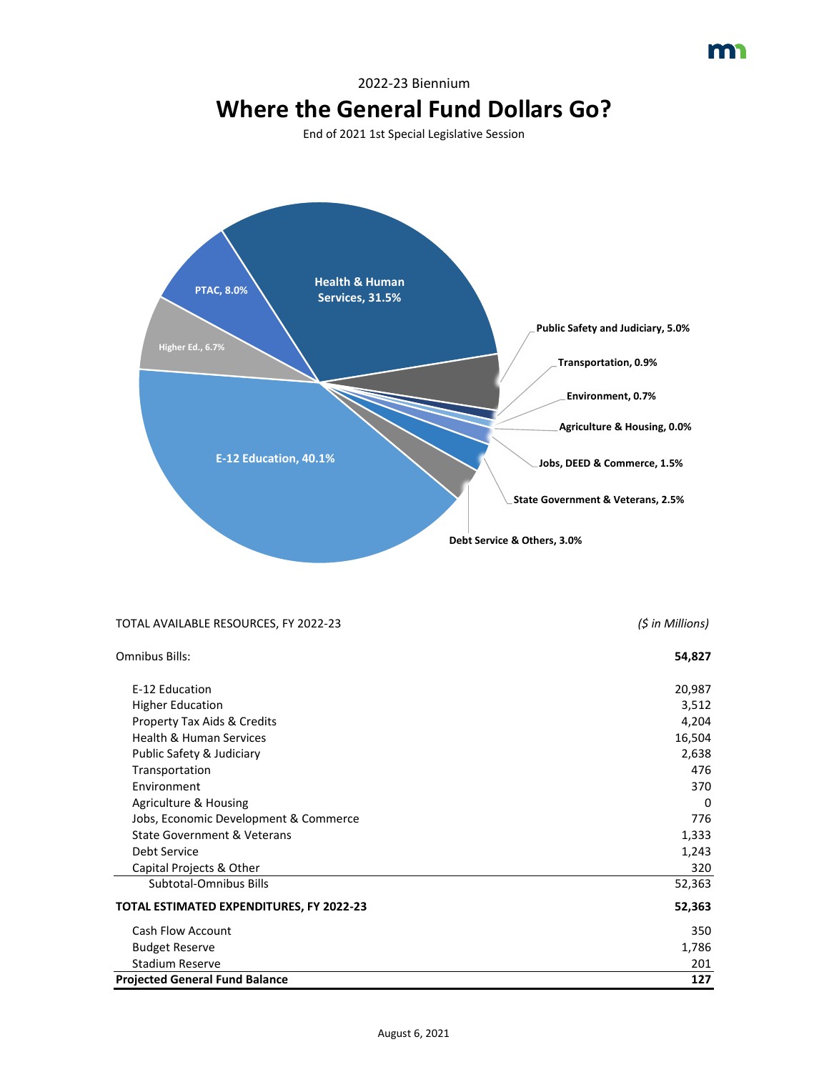2022-23 Biennium

# Where the General Fund Dollars Go?

End of 2021 1st Special Legislative Session

E-12 Education, 40.1%
Health & Human Services, 31.5%
PTAC, 8.0%
Higher Ed., 6.7%
Public Safety and Judiciary, 5.0%
Transportation, 0.9%
Environment, 0.7%
Agriculture & Housing, 0.0%
Jobs, DEED & Commerce, 1.5%
State Government & Veterans, 2.5%
Debt Service & Others, 3.0%

| TOTAL AVAILABLE RESOURCES, FY 2022-23 | *($ in Millions)* |
|---|---|
| Omnibus Bills: | **54,827** |
| E-12 Education | 20,987 |
| Higher Education | 3,512 |
| Property Tax Aids & Credits | 4,204 |
| Health & Human Services | 16,504 |
| Public Safety & Judiciary | 2,638 |
| Transportation | 476 |
| Environment | 370 |
| Agriculture & Housing | 0 |
| Jobs, Economic Development & Commerce | 776 |
| State Government & Veterans | 1,333 |
| Debt Service | 1,243 |
| Capital Projects & Other | 320 |
| Subtotal-Omnibus Bills | 52,363 |
| **TOTAL ESTIMATED EXPENDITURES, FY 2022-23** | **52,363** |
| Cash Flow Account | 350 |
| Budget Reserve | 1,786 |
| Stadium Reserve | 201 |
| **Projected General Fund Balance** | **127** |

August 6, 2021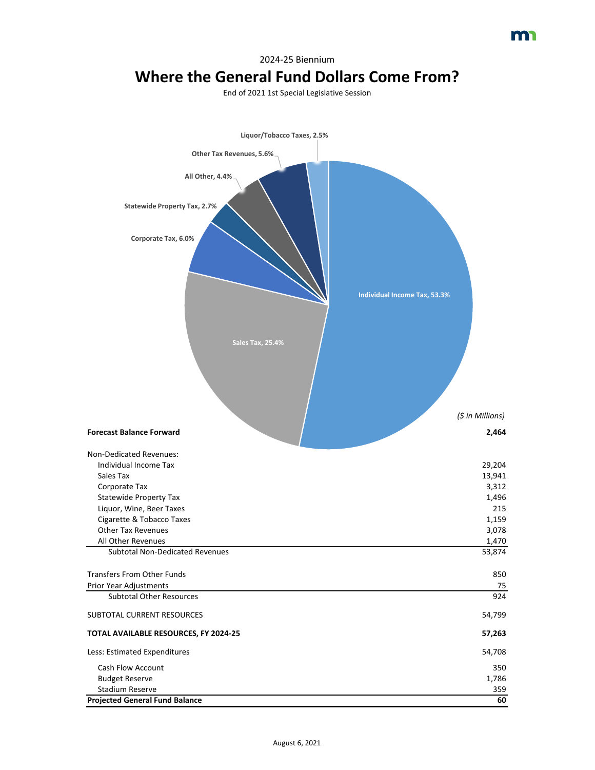2024-25 Biennium

# Where the General Fund Dollars Come From?

End of 2021 1st Special Legislative Session

Liquor/Tobacco Taxes, 2.5%

Other Tax Revenues, 5.6%

All Other, 4.4%

Statewide Property Tax, 2.7%

Corporate Tax, 6.0%

Individual Income Tax, 53.3%

Sales Tax, 25.4%

| | *($ in Millions)* |
|---|---|
| **Forecast Balance Forward** | **2,464** |
| Non-Dedicated Revenues: | |
| Individual Income Tax | 29,204 |
| Sales Tax | 13,941 |
| Corporate Tax | 3,312 |
| Statewide Property Tax | 1,496 |
| Liquor, Wine, Beer Taxes | 215 |
| Cigarette & Tobacco Taxes | 1,159 |
| Other Tax Revenues | 3,078 |
| All Other Revenues | 1,470 |
| Subtotal Non-Dedicated Revenues | 53,874 |
| Transfers From Other Funds | 850 |
| Prior Year Adjustments | 75 |
| Subtotal Other Resources | 924 |
| SUBTOTAL CURRENT RESOURCES | 54,799 |
| **TOTAL AVAILABLE RESOURCES, FY 2024-25** | **57,263** |
| Less: Estimated Expenditures | 54,708 |
| Cash Flow Account | 350 |
| Budget Reserve | 1,786 |
| Stadium Reserve | 359 |
| **Projected General Fund Balance** | **60** |

August 6, 2021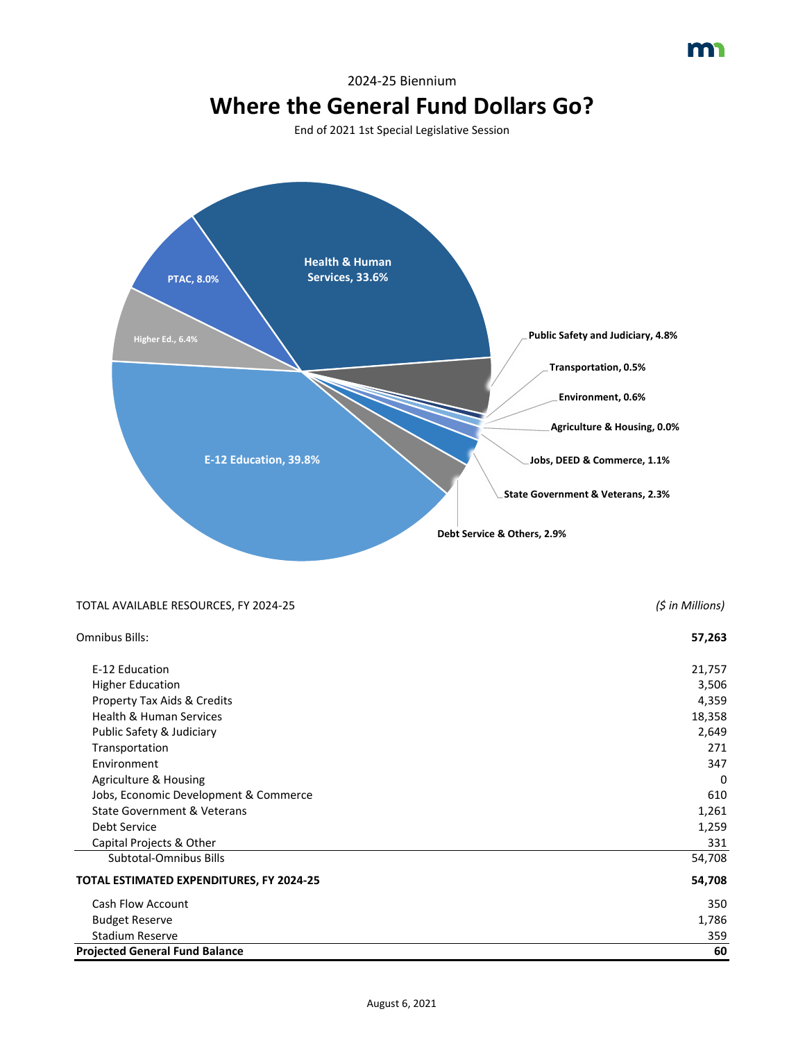2024-25 Biennium

# Where the General Fund Dollars Go?

End of 2021 1st Special Legislative Session

Health & Human Services, 33.6%
PTAC, 8.0%
Higher Ed., 6.4%
E-12 Education, 39.8%
Public Safety and Judiciary, 4.8%
Transportation, 0.5%
Environment, 0.6%
Agriculture & Housing, 0.0%
Jobs, DEED & Commerce, 1.1%
State Government & Veterans, 2.3%
Debt Service & Others, 2.9%

| TOTAL AVAILABLE RESOURCES, FY 2024-25 | *($ in Millions)* |
|---|---|
| Omnibus Bills: | **57,263** |
| E-12 Education | 21,757 |
| Higher Education | 3,506 |
| Property Tax Aids & Credits | 4,359 |
| Health & Human Services | 18,358 |
| Public Safety & Judiciary | 2,649 |
| Transportation | 271 |
| Environment | 347 |
| Agriculture & Housing | 0 |
| Jobs, Economic Development & Commerce | 610 |
| State Government & Veterans | 1,261 |
| Debt Service | 1,259 |
| Capital Projects & Other | 331 |
| Subtotal-Omnibus Bills | 54,708 |
| **TOTAL ESTIMATED EXPENDITURES, FY 2024-25** | **54,708** |
| Cash Flow Account | 350 |
| Budget Reserve | 1,786 |
| Stadium Reserve | 359 |
| **Projected General Fund Balance** | **60** |

August 6, 2021